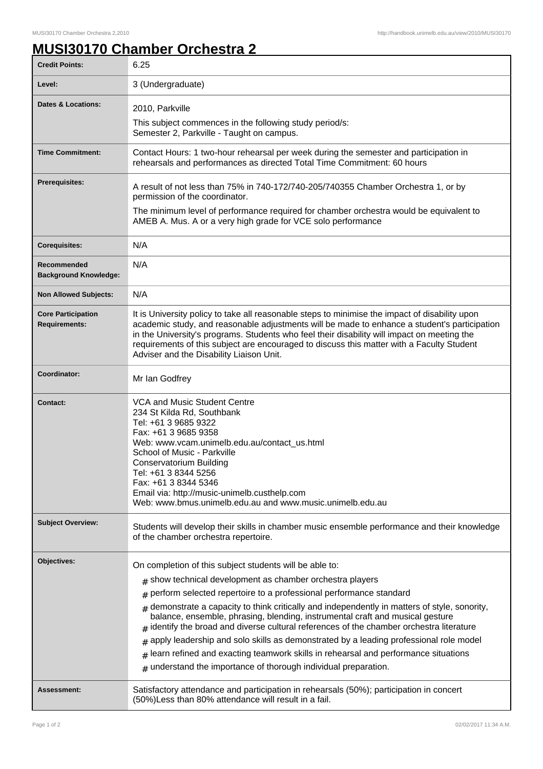# MUSI30170 Chamber Orchestra 2

| | |
|---|---|
| **Credit Points:** | 6.25 |
| **Level:** | 3 (Undergraduate) |
| **Dates & Locations:** | 2010, Parkville<br>This subject commences in the following study period/s:<br>Semester 2, Parkville - Taught on campus. |
| **Time Commitment:** | Contact Hours: 1 two-hour rehearsal per week during the semester and participation in rehearsals and performances as directed Total Time Commitment: 60 hours |
| **Prerequisites:** | A result of not less than 75% in 740-172/740-205/740355 Chamber Orchestra 1, or by permission of the coordinator.<br>The minimum level of performance required for chamber orchestra would be equivalent to AMEB A. Mus. A or a very high grade for VCE solo performance |
| **Corequisites:** | N/A |
| **Recommended Background Knowledge:** | N/A |
| **Non Allowed Subjects:** | N/A |
| **Core Participation Requirements:** | It is University policy to take all reasonable steps to minimise the impact of disability upon academic study, and reasonable adjustments will be made to enhance a student's participation in the University's programs. Students who feel their disability will impact on meeting the requirements of this subject are encouraged to discuss this matter with a Faculty Student Adviser and the Disability Liaison Unit. |
| **Coordinator:** | Mr Ian Godfrey |
| **Contact:** | VCA and Music Student Centre<br>234 St Kilda Rd, Southbank<br>Tel: +61 3 9685 9322<br>Fax: +61 3 9685 9358<br>Web: www.vcam.unimelb.edu.au/contact_us.html<br>School of Music - Parkville<br>Conservatorium Building<br>Tel: +61 3 8344 5256<br>Fax: +61 3 8344 5346<br>Email via: http://music-unimelb.custhelp.com<br>Web: www.bmus.unimelb.edu.au and www.music.unimelb.edu.au |
| **Subject Overview:** | Students will develop their skills in chamber music ensemble performance and their knowledge of the chamber orchestra repertoire. |
| **Objectives:** | On completion of this subject students will be able to:<br># show technical development as chamber orchestra players<br># perform selected repertoire to a professional performance standard<br># demonstrate a capacity to think critically and independently in matters of style, sonority, balance, ensemble, phrasing, blending, instrumental craft and musical gesture<br># identify the broad and diverse cultural references of the chamber orchestra literature<br># apply leadership and solo skills as demonstrated by a leading professional role model<br># learn refined and exacting teamwork skills in rehearsal and performance situations<br># understand the importance of thorough individual preparation. |
| **Assessment:** | Satisfactory attendance and participation in rehearsals (50%); participation in concert (50%)Less than 80% attendance will result in a fail. |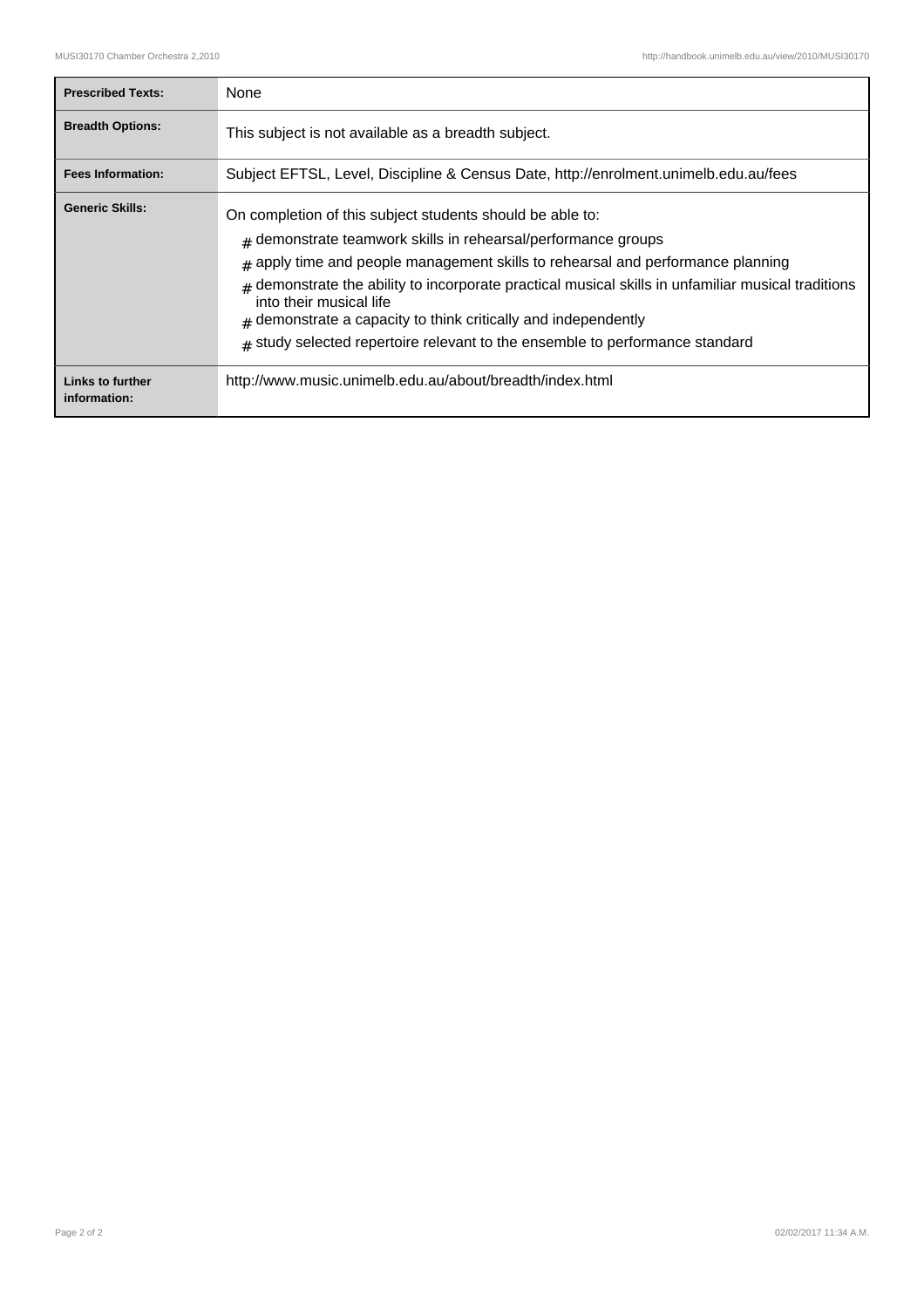| | |
|---|---|
| **Prescribed Texts:** | None |
| **Breadth Options:** | This subject is not available as a breadth subject. |
| **Fees Information:** | Subject EFTSL, Level, Discipline & Census Date, http://enrolment.unimelb.edu.au/fees |
| **Generic Skills:** | On completion of this subject students should be able to: <br> # demonstrate teamwork skills in rehearsal/performance groups <br> # apply time and people management skills to rehearsal and performance planning <br> # demonstrate the ability to incorporate practical musical skills in unfamiliar musical traditions into their musical life <br> # demonstrate a capacity to think critically and independently <br> # study selected repertoire relevant to the ensemble to performance standard |
| **Links to further information:** | http://www.music.unimelb.edu.au/about/breadth/index.html |